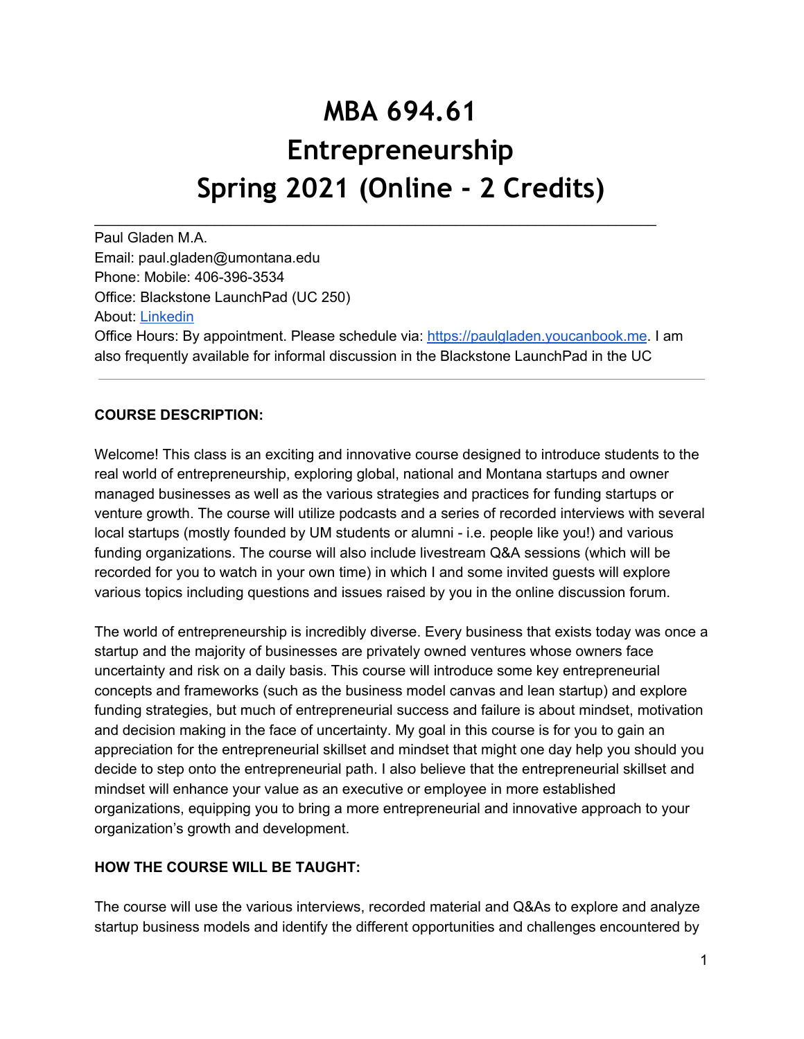# MBA 694.61
# Entrepreneurship
# Spring 2021 (Online - 2 Credits)

---

Paul Gladen M.A.
Email: paul.gladen@umontana.edu
Phone: Mobile: 406-396-3534
Office: Blackstone LaunchPad (UC 250)
About: [Linkedin]
Office Hours: By appointment. Please schedule via: https://paulgladen.youcanbook.me. I am also frequently available for informal discussion in the Blackstone LaunchPad in the UC

---

**COURSE DESCRIPTION:**

Welcome! This class is an exciting and innovative course designed to introduce students to the real world of entrepreneurship, exploring global, national and Montana startups and owner managed businesses as well as the various strategies and practices for funding startups or venture growth. The course will utilize podcasts and a series of recorded interviews with several local startups (mostly founded by UM students or alumni - i.e. people like you!) and various funding organizations. The course will also include livestream Q&A sessions (which will be recorded for you to watch in your own time) in which I and some invited guests will explore various topics including questions and issues raised by you in the online discussion forum.

The world of entrepreneurship is incredibly diverse. Every business that exists today was once a startup and the majority of businesses are privately owned ventures whose owners face uncertainty and risk on a daily basis. This course will introduce some key entrepreneurial concepts and frameworks (such as the business model canvas and lean startup) and explore funding strategies, but much of entrepreneurial success and failure is about mindset, motivation and decision making in the face of uncertainty. My goal in this course is for you to gain an appreciation for the entrepreneurial skillset and mindset that might one day help you should you decide to step onto the entrepreneurial path. I also believe that the entrepreneurial skillset and mindset will enhance your value as an executive or employee in more established organizations, equipping you to bring a more entrepreneurial and innovative approach to your organization's growth and development.

**HOW THE COURSE WILL BE TAUGHT:**

The course will use the various interviews, recorded material and Q&As to explore and analyze startup business models and identify the different opportunities and challenges encountered by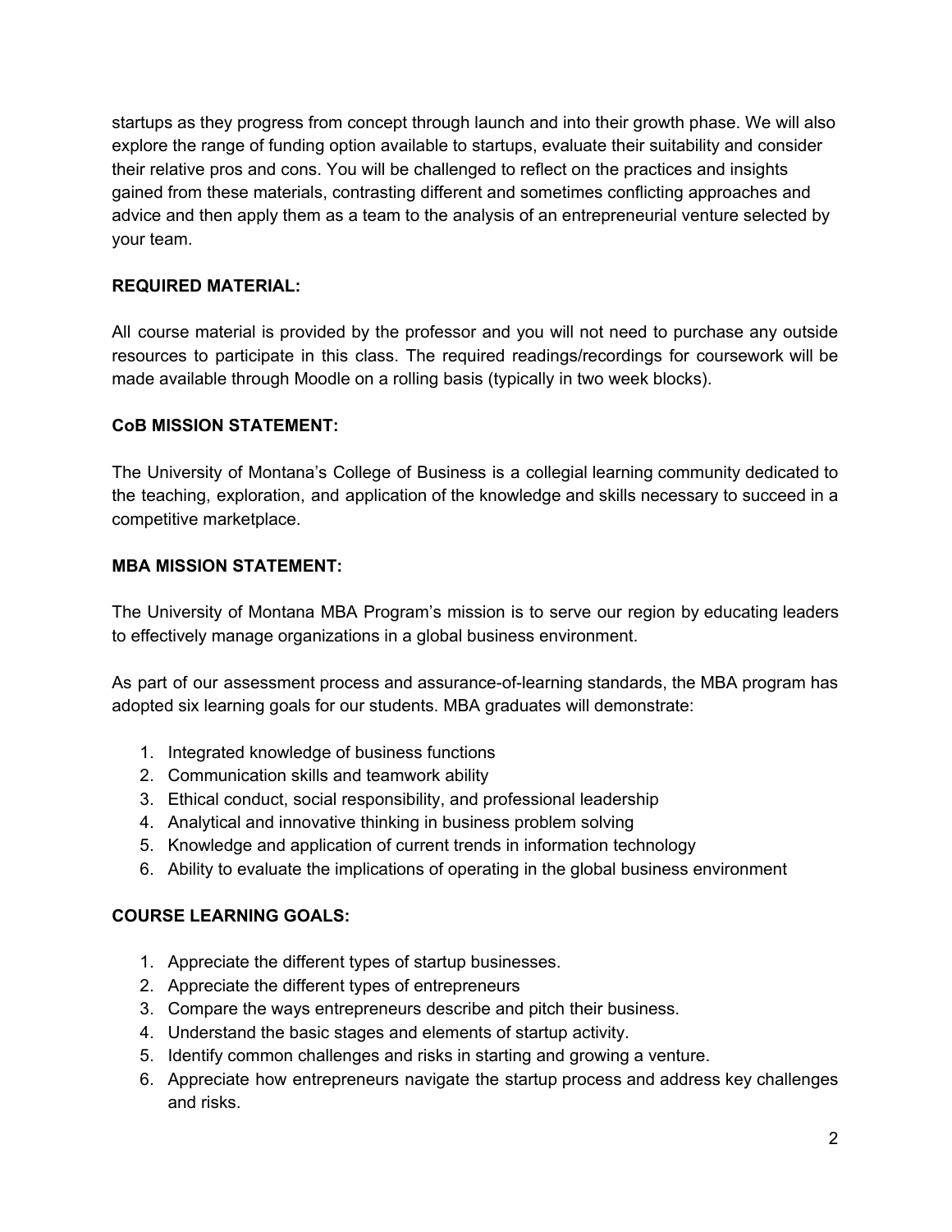startups as they progress from concept through launch and into their growth phase. We will also explore the range of funding option available to startups, evaluate their suitability and consider their relative pros and cons. You will be challenged to reflect on the practices and insights gained from these materials, contrasting different and sometimes conflicting approaches and advice and then apply them as a team to the analysis of an entrepreneurial venture selected by your team.

**REQUIRED MATERIAL:**

All course material is provided by the professor and you will not need to purchase any outside resources to participate in this class. The required readings/recordings for coursework will be made available through Moodle on a rolling basis (typically in two week blocks).

**CoB MISSION STATEMENT:**

The University of Montana's College of Business is a collegial learning community dedicated to the teaching, exploration, and application of the knowledge and skills necessary to succeed in a competitive marketplace.

**MBA MISSION STATEMENT:**

The University of Montana MBA Program's mission is to serve our region by educating leaders to effectively manage organizations in a global business environment.

As part of our assessment process and assurance-of-learning standards, the MBA program has adopted six learning goals for our students. MBA graduates will demonstrate:

1. Integrated knowledge of business functions
2. Communication skills and teamwork ability
3. Ethical conduct, social responsibility, and professional leadership
4. Analytical and innovative thinking in business problem solving
5. Knowledge and application of current trends in information technology
6. Ability to evaluate the implications of operating in the global business environment

**COURSE LEARNING GOALS:**

1. Appreciate the different types of startup businesses.
2. Appreciate the different types of entrepreneurs
3. Compare the ways entrepreneurs describe and pitch their business.
4. Understand the basic stages and elements of startup activity.
5. Identify common challenges and risks in starting and growing a venture.
6. Appreciate how entrepreneurs navigate the startup process and address key challenges and risks.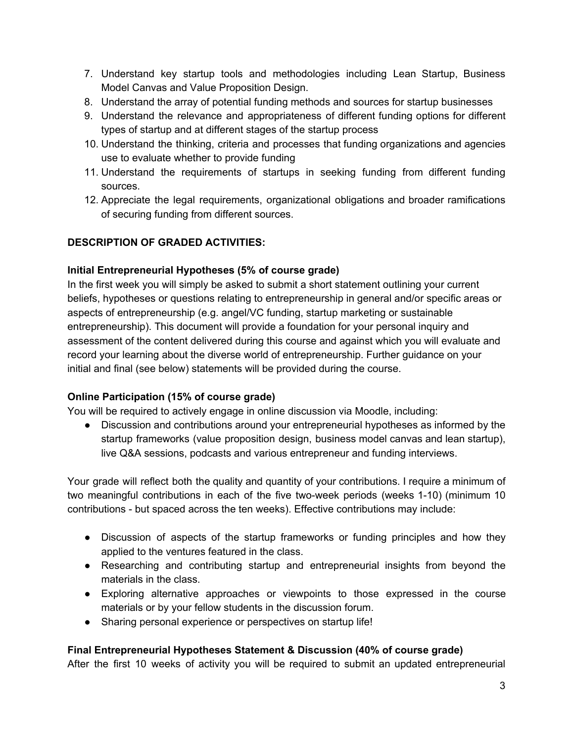7. Understand key startup tools and methodologies including Lean Startup, Business Model Canvas and Value Proposition Design.
8. Understand the array of potential funding methods and sources for startup businesses
9. Understand the relevance and appropriateness of different funding options for different types of startup and at different stages of the startup process
10. Understand the thinking, criteria and processes that funding organizations and agencies use to evaluate whether to provide funding
11. Understand the requirements of startups in seeking funding from different funding sources.
12. Appreciate the legal requirements, organizational obligations and broader ramifications of securing funding from different sources.

**DESCRIPTION OF GRADED ACTIVITIES:**

**Initial Entrepreneurial Hypotheses (5% of course grade)**

In the first week you will simply be asked to submit a short statement outlining your current beliefs, hypotheses or questions relating to entrepreneurship in general and/or specific areas or aspects of entrepreneurship (e.g. angel/VC funding, startup marketing or sustainable entrepreneurship). This document will provide a foundation for your personal inquiry and assessment of the content delivered during this course and against which you will evaluate and record your learning about the diverse world of entrepreneurship. Further guidance on your initial and final (see below) statements will be provided during the course.

**Online Participation (15% of course grade)**

You will be required to actively engage in online discussion via Moodle, including:

- Discussion and contributions around your entrepreneurial hypotheses as informed by the startup frameworks (value proposition design, business model canvas and lean startup), live Q&A sessions, podcasts and various entrepreneur and funding interviews.

Your grade will reflect both the quality and quantity of your contributions. I require a minimum of two meaningful contributions in each of the five two-week periods (weeks 1-10) (minimum 10 contributions - but spaced across the ten weeks). Effective contributions may include:

- Discussion of aspects of the startup frameworks or funding principles and how they applied to the ventures featured in the class.
- Researching and contributing startup and entrepreneurial insights from beyond the materials in the class.
- Exploring alternative approaches or viewpoints to those expressed in the course materials or by your fellow students in the discussion forum.
- Sharing personal experience or perspectives on startup life!

**Final Entrepreneurial Hypotheses Statement & Discussion (40% of course grade)**

After the first 10 weeks of activity you will be required to submit an updated entrepreneurial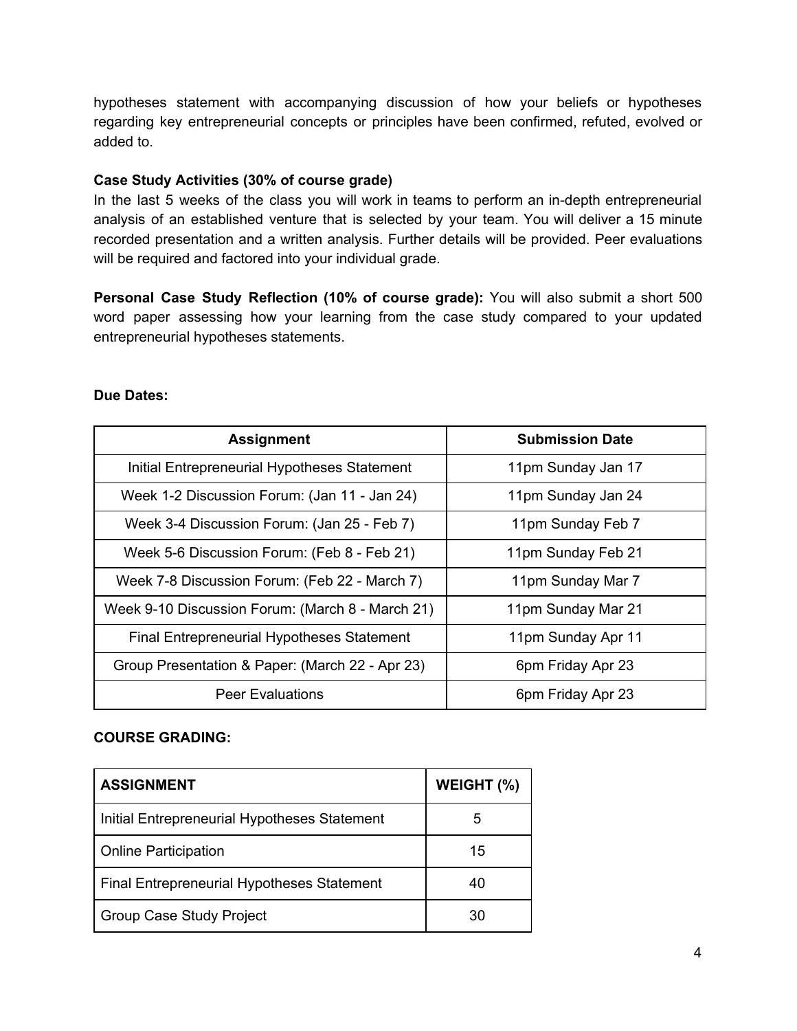hypotheses statement with accompanying discussion of how your beliefs or hypotheses regarding key entrepreneurial concepts or principles have been confirmed, refuted, evolved or added to.

**Case Study Activities (30% of course grade)**
In the last 5 weeks of the class you will work in teams to perform an in-depth entrepreneurial analysis of an established venture that is selected by your team. You will deliver a 15 minute recorded presentation and a written analysis. Further details will be provided. Peer evaluations will be required and factored into your individual grade.

**Personal Case Study Reflection (10% of course grade):** You will also submit a short 500 word paper assessing how your learning from the case study compared to your updated entrepreneurial hypotheses statements.

**Due Dates:**

| Assignment | Submission Date |
|---|---|
| Initial Entrepreneurial Hypotheses Statement | 11pm Sunday Jan 17 |
| Week 1-2 Discussion Forum: (Jan 11 - Jan 24) | 11pm Sunday Jan 24 |
| Week 3-4 Discussion Forum: (Jan 25 - Feb 7) | 11pm Sunday Feb 7 |
| Week 5-6 Discussion Forum: (Feb 8 - Feb 21) | 11pm Sunday Feb 21 |
| Week 7-8 Discussion Forum: (Feb 22 - March 7) | 11pm Sunday Mar 7 |
| Week 9-10 Discussion Forum: (March 8 - March 21) | 11pm Sunday Mar 21 |
| Final Entrepreneurial Hypotheses Statement | 11pm Sunday Apr 11 |
| Group Presentation & Paper: (March 22 - Apr 23) | 6pm Friday Apr 23 |
| Peer Evaluations | 6pm Friday Apr 23 |

**COURSE GRADING:**

| ASSIGNMENT | WEIGHT (%) |
|---|---|
| Initial Entrepreneurial Hypotheses Statement | 5 |
| Online Participation | 15 |
| Final Entrepreneurial Hypotheses Statement | 40 |
| Group Case Study Project | 30 |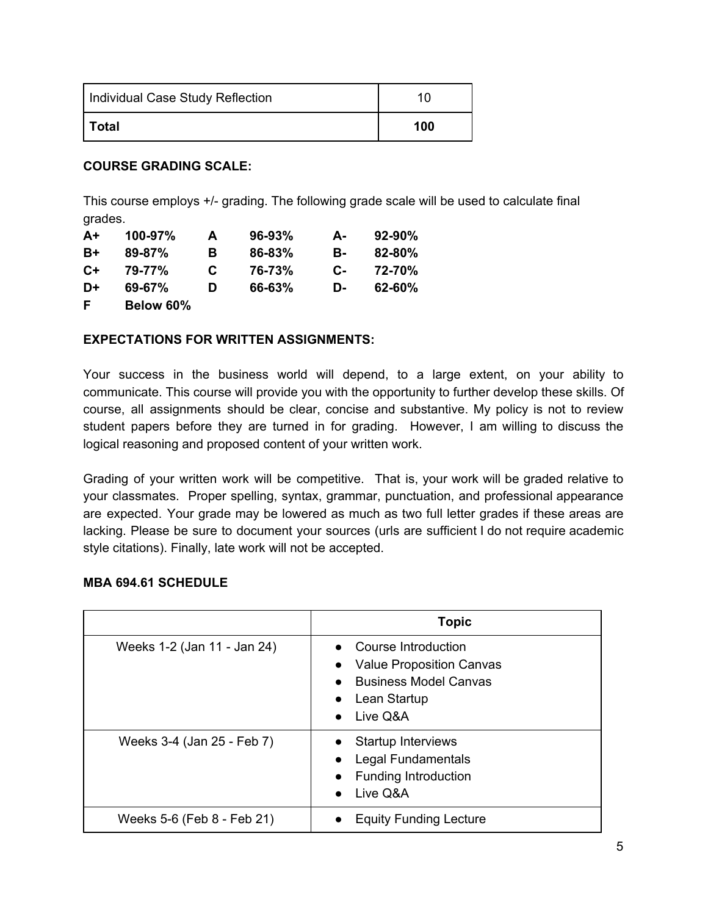| Individual Case Study Reflection | 10 |
|---|---|
| **Total** | **100** |

**COURSE GRADING SCALE:**

This course employs +/- grading. The following grade scale will be used to calculate final grades.

| | | | | | |
|---|---|---|---|---|---|
| **A+** | **100-97%** | **A** | **96-93%** | **A-** | **92-90%** |
| **B+** | **89-87%** | **B** | **86-83%** | **B-** | **82-80%** |
| **C+** | **79-77%** | **C** | **76-73%** | **C-** | **72-70%** |
| **D+** | **69-67%** | **D** | **66-63%** | **D-** | **62-60%** |
| **F** | **Below 60%** | | | | |

**EXPECTATIONS FOR WRITTEN ASSIGNMENTS:**

Your success in the business world will depend, to a large extent, on your ability to communicate. This course will provide you with the opportunity to further develop these skills. Of course, all assignments should be clear, concise and substantive. My policy is not to review student papers before they are turned in for grading. However, I am willing to discuss the logical reasoning and proposed content of your written work.

Grading of your written work will be competitive. That is, your work will be graded relative to your classmates. Proper spelling, syntax, grammar, punctuation, and professional appearance are expected. Your grade may be lowered as much as two full letter grades if these areas are lacking. Please be sure to document your sources (urls are sufficient I do not require academic style citations). Finally, late work will not be accepted.

**MBA 694.61 SCHEDULE**

| | **Topic** |
|---|---|
| Weeks 1-2 (Jan 11 - Jan 24) | • Course Introduction<br>• Value Proposition Canvas<br>• Business Model Canvas<br>• Lean Startup<br>• Live Q&A |
| Weeks 3-4 (Jan 25 - Feb 7) | • Startup Interviews<br>• Legal Fundamentals<br>• Funding Introduction<br>• Live Q&A |
| Weeks 5-6 (Feb 8 - Feb 21) | • Equity Funding Lecture |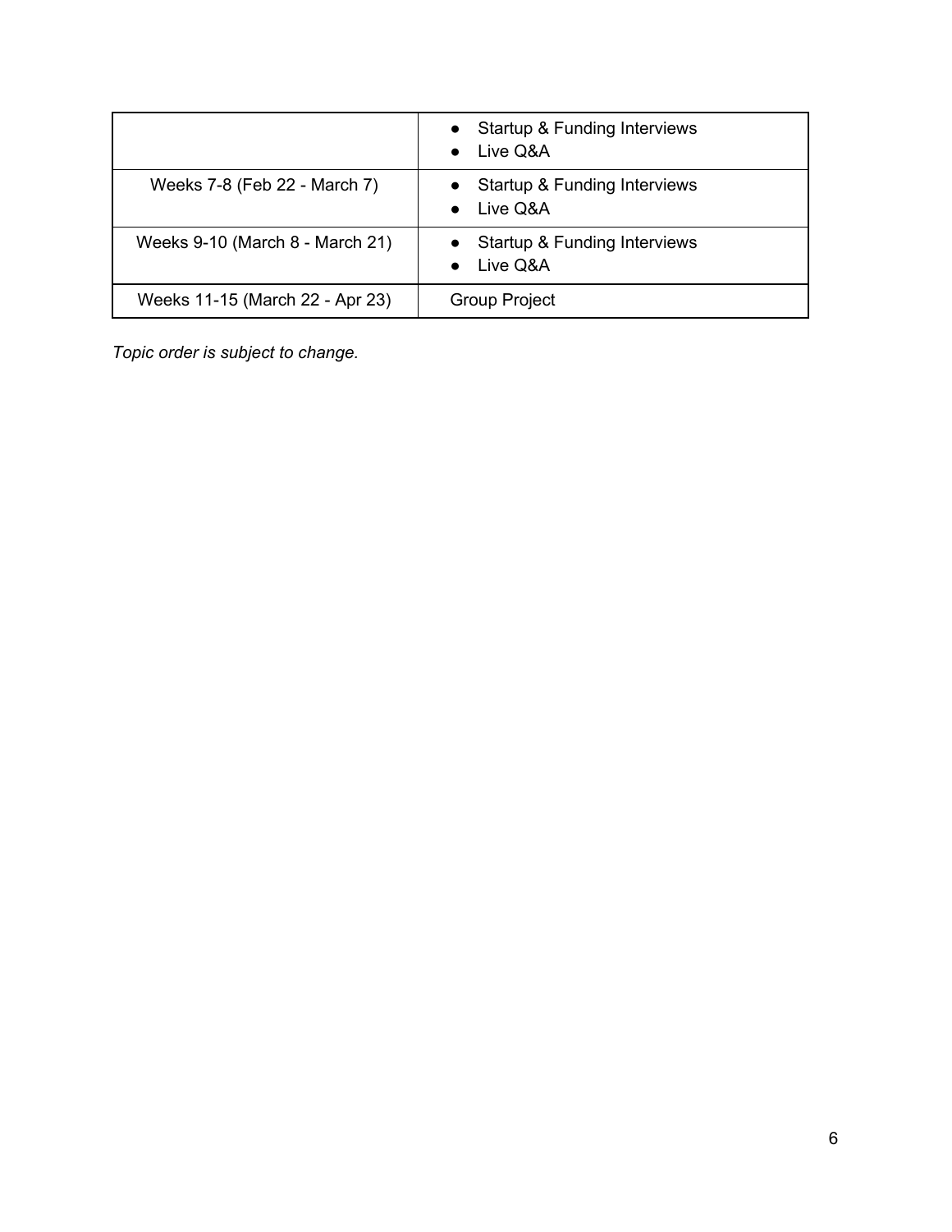| | |
|---|---|
| | • Startup & Funding Interviews<br>• Live Q&A |
| Weeks 7-8 (Feb 22 - March 7) | • Startup & Funding Interviews<br>• Live Q&A |
| Weeks 9-10 (March 8 - March 21) | • Startup & Funding Interviews<br>• Live Q&A |
| Weeks 11-15 (March 22 - Apr 23) | Group Project |

*Topic order is subject to change.*